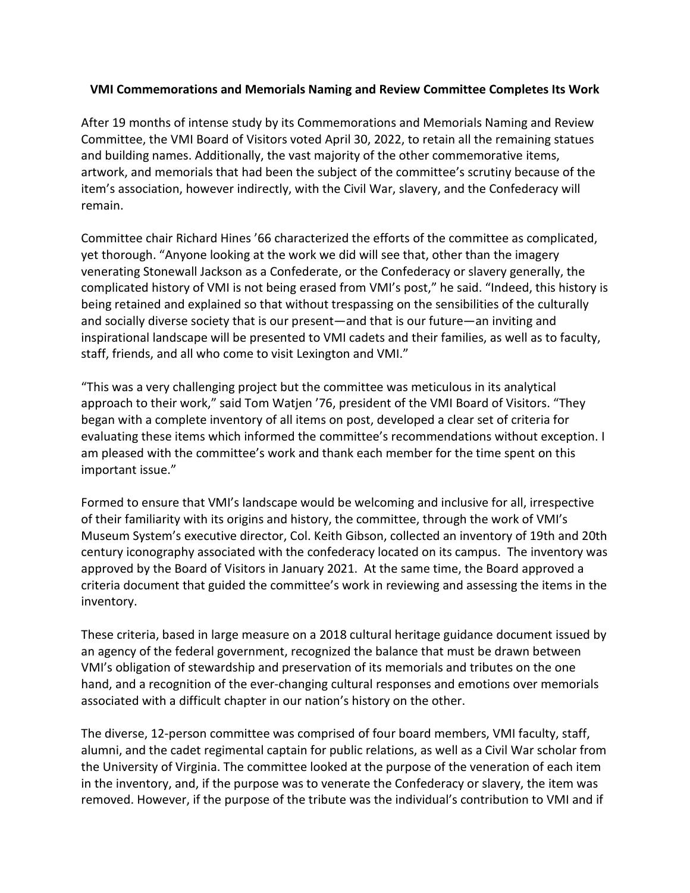**VMI Commemorations and Memorials Naming and Review Committee Completes Its Work**

After 19 months of intense study by its Commemorations and Memorials Naming and Review Committee, the VMI Board of Visitors voted April 30, 2022, to retain all the remaining statues and building names. Additionally, the vast majority of the other commemorative items, artwork, and memorials that had been the subject of the committee's scrutiny because of the item's association, however indirectly, with the Civil War, slavery, and the Confederacy will remain.

Committee chair Richard Hines '66 characterized the efforts of the committee as complicated, yet thorough. "Anyone looking at the work we did will see that, other than the imagery venerating Stonewall Jackson as a Confederate, or the Confederacy or slavery generally, the complicated history of VMI is not being erased from VMI's post," he said. "Indeed, this history is being retained and explained so that without trespassing on the sensibilities of the culturally and socially diverse society that is our present—and that is our future—an inviting and inspirational landscape will be presented to VMI cadets and their families, as well as to faculty, staff, friends, and all who come to visit Lexington and VMI."

"This was a very challenging project but the committee was meticulous in its analytical approach to their work," said Tom Watjen '76, president of the VMI Board of Visitors. "They began with a complete inventory of all items on post, developed a clear set of criteria for evaluating these items which informed the committee's recommendations without exception. I am pleased with the committee's work and thank each member for the time spent on this important issue."

Formed to ensure that VMI's landscape would be welcoming and inclusive for all, irrespective of their familiarity with its origins and history, the committee, through the work of VMI's Museum System's executive director, Col. Keith Gibson, collected an inventory of 19th and 20th century iconography associated with the confederacy located on its campus. The inventory was approved by the Board of Visitors in January 2021. At the same time, the Board approved a criteria document that guided the committee's work in reviewing and assessing the items in the inventory.

These criteria, based in large measure on a 2018 cultural heritage guidance document issued by an agency of the federal government, recognized the balance that must be drawn between VMI's obligation of stewardship and preservation of its memorials and tributes on the one hand, and a recognition of the ever-changing cultural responses and emotions over memorials associated with a difficult chapter in our nation's history on the other.

The diverse, 12-person committee was comprised of four board members, VMI faculty, staff, alumni, and the cadet regimental captain for public relations, as well as a Civil War scholar from the University of Virginia. The committee looked at the purpose of the veneration of each item in the inventory, and, if the purpose was to venerate the Confederacy or slavery, the item was removed. However, if the purpose of the tribute was the individual's contribution to VMI and if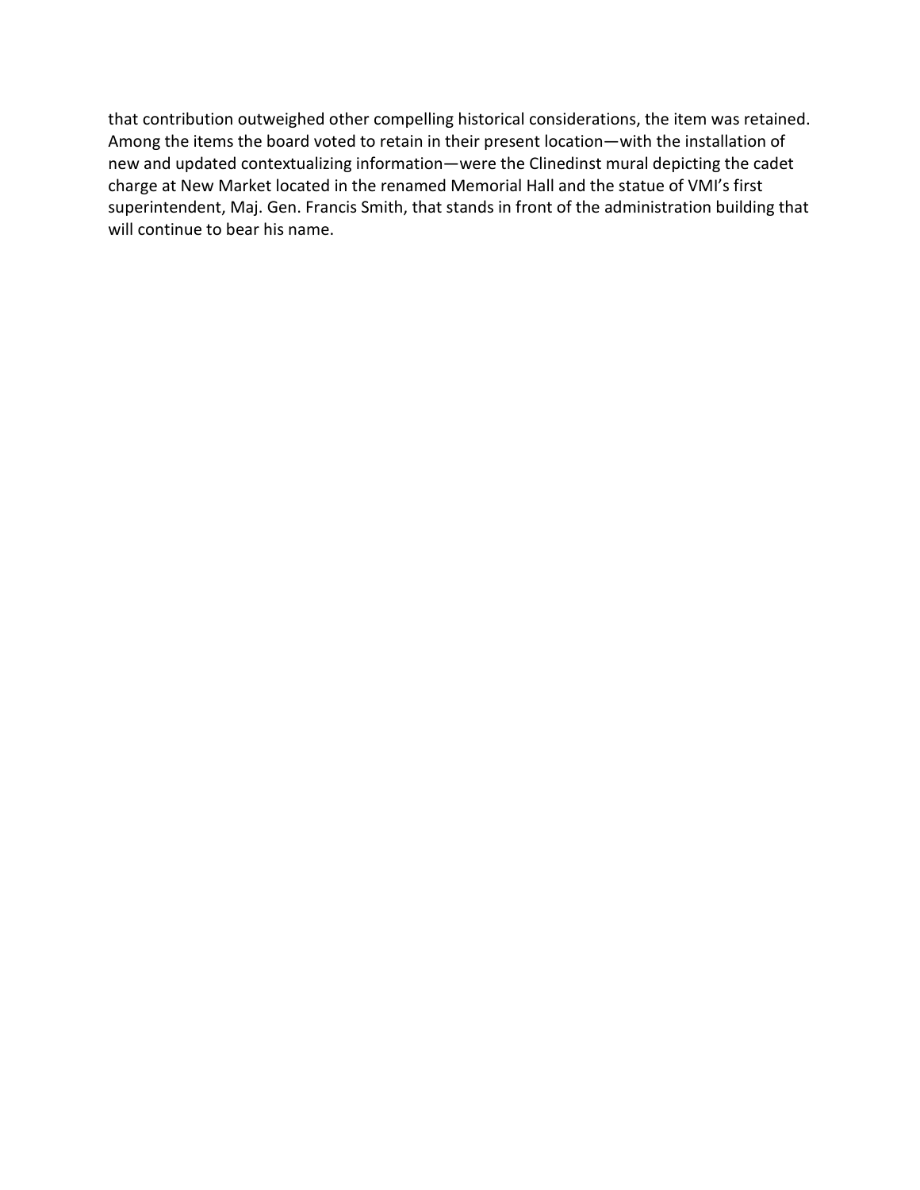that contribution outweighed other compelling historical considerations, the item was retained. Among the items the board voted to retain in their present location—with the installation of new and updated contextualizing information—were the Clinedinst mural depicting the cadet charge at New Market located in the renamed Memorial Hall and the statue of VMI's first superintendent, Maj. Gen. Francis Smith, that stands in front of the administration building that will continue to bear his name.